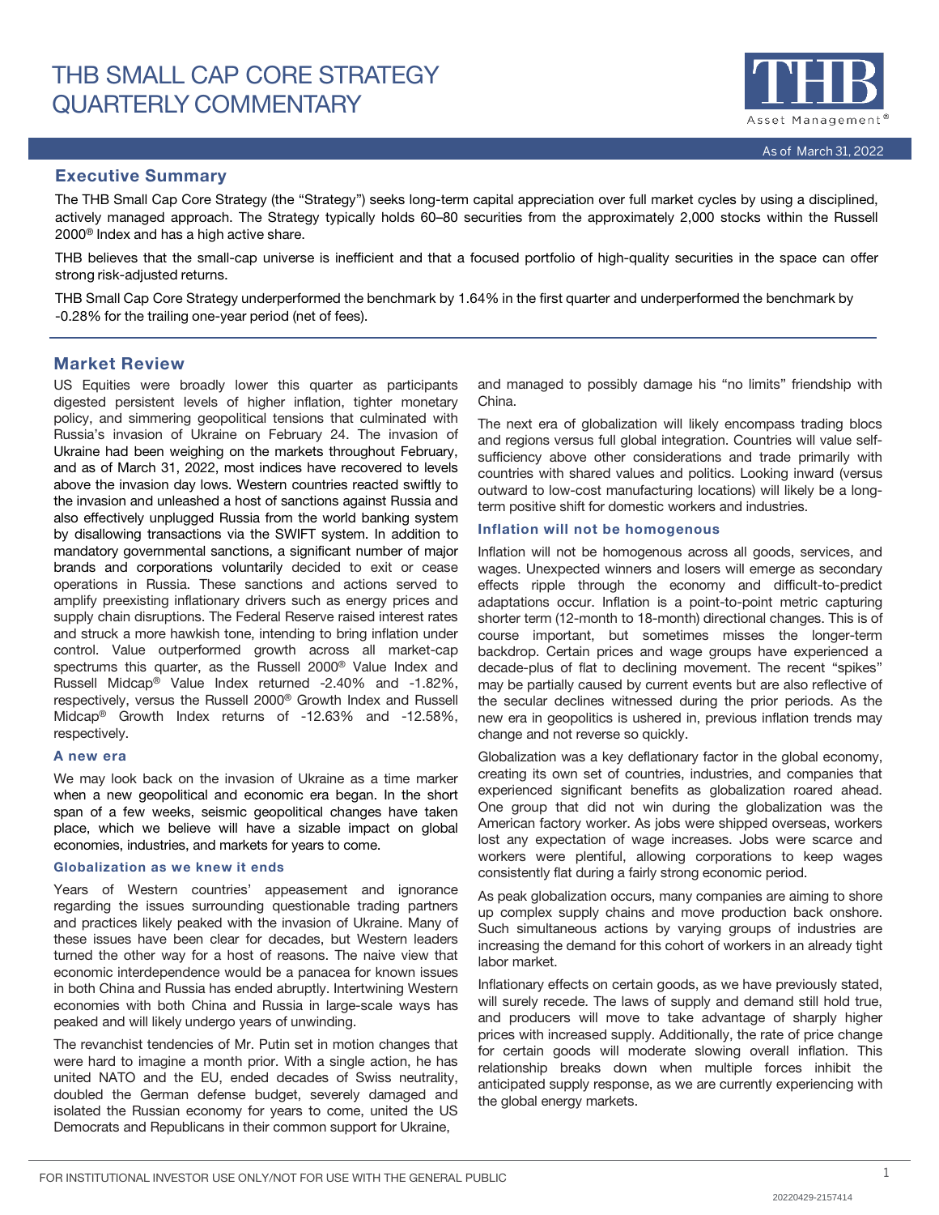# THB SMALL CAP CORE STRATEGY QUARTERLY COMMENTARY

As of March 31, 2022

## Executive Summary

The THB Small Cap Core Strategy (the "Strategy") seeks long-term capital appreciation over full market cycles by using a disciplined, actively managed approach. The Strategy typically holds 60–80 securities from the approximately 2,000 stocks within the Russell 2000® Index and has a high active share.

THB believes that the small-cap universe is inefficient and that a focused portfolio of high-quality securities in the space can offer strong risk-adjusted returns.

THB Small Cap Core Strategy underperformed the benchmark by 1.64% in the first quarter and underperformed the benchmark by -0.28% for the trailing one-year period (net of fees).

## Market Review

US Equities were broadly lower this quarter as participants digested persistent levels of higher inflation, tighter monetary policy, and simmering geopolitical tensions that culminated with Russia's invasion of Ukraine on February 24. The invasion of Ukraine had been weighing on the markets throughout February, and as of March 31, 2022, most indices have recovered to levels above the invasion day lows. Western countries reacted swiftly to the invasion and unleashed a host of sanctions against Russia and also effectively unplugged Russia from the world banking system by disallowing transactions via the SWIFT system. In addition to mandatory governmental sanctions, a significant number of major brands and corporations voluntarily decided to exit or cease operations in Russia. These sanctions and actions served to amplify preexisting inflationary drivers such as energy prices and supply chain disruptions. The Federal Reserve raised interest rates and struck a more hawkish tone, intending to bring inflation under control. Value outperformed growth across all market-cap spectrums this quarter, as the Russell 2000® Value Index and Russell Midcap® Value Index returned -2.40% and -1.82%, respectively, versus the Russell 2000® Growth Index and Russell Midcap® Growth Index returns of -12.63% and -12.58%, respectively.

### A new era

We may look back on the invasion of Ukraine as a time marker when a new geopolitical and economic era began. In the short span of a few weeks, seismic geopolitical changes have taken place, which we believe will have a sizable impact on global economies, industries, and markets for years to come.

### Globalization as we knew it ends

Years of Western countries' appeasement and ignorance regarding the issues surrounding questionable trading partners and practices likely peaked with the invasion of Ukraine. Many of these issues have been clear for decades, but Western leaders turned the other way for a host of reasons. The naive view that economic interdependence would be a panacea for known issues in both China and Russia has ended abruptly. Intertwining Western economies with both China and Russia in large-scale ways has peaked and will likely undergo years of unwinding.

The revanchist tendencies of Mr. Putin set in motion changes that were hard to imagine a month prior. With a single action, he has united NATO and the EU, ended decades of Swiss neutrality, doubled the German defense budget, severely damaged and isolated the Russian economy for years to come, united the US Democrats and Republicans in their common support for Ukraine, and managed to possibly damage his "no limits" friendship with China.

The next era of globalization will likely encompass trading blocs and regions versus full global integration. Countries will value self-sufficiency above other considerations and trade primarily with countries with shared values and politics. Looking inward (versus outward to low-cost manufacturing locations) will likely be a long-term positive shift for domestic workers and industries.

### Inflation will not be homogenous

Inflation will not be homogenous across all goods, services, and wages. Unexpected winners and losers will emerge as secondary effects ripple through the economy and difficult-to-predict adaptations occur. Inflation is a point-to-point metric capturing shorter term (12-month to 18-month) directional changes. This is of course important, but sometimes misses the longer-term backdrop. Certain prices and wage groups have experienced a decade-plus of flat to declining movement. The recent "spikes" may be partially caused by current events but are also reflective of the secular declines witnessed during the prior periods. As the new era in geopolitics is ushered in, previous inflation trends may change and not reverse so quickly.

Globalization was a key deflationary factor in the global economy, creating its own set of countries, industries, and companies that experienced significant benefits as globalization roared ahead. One group that did not win during the globalization was the American factory worker. As jobs were shipped overseas, workers lost any expectation of wage increases. Jobs were scarce and workers were plentiful, allowing corporations to keep wages consistently flat during a fairly strong economic period.

As peak globalization occurs, many companies are aiming to shore up complex supply chains and move production back onshore. Such simultaneous actions by varying groups of industries are increasing the demand for this cohort of workers in an already tight labor market.

Inflationary effects on certain goods, as we have previously stated, will surely recede. The laws of supply and demand still hold true, and producers will move to take advantage of sharply higher prices with increased supply. Additionally, the rate of price change for certain goods will moderate slowing overall inflation. This relationship breaks down when multiple forces inhibit the anticipated supply response, as we are currently experiencing with the global energy markets.

FOR INSTITUTIONAL INVESTOR USE ONLY/NOT FOR USE WITH THE GENERAL PUBLIC

20220429-2157414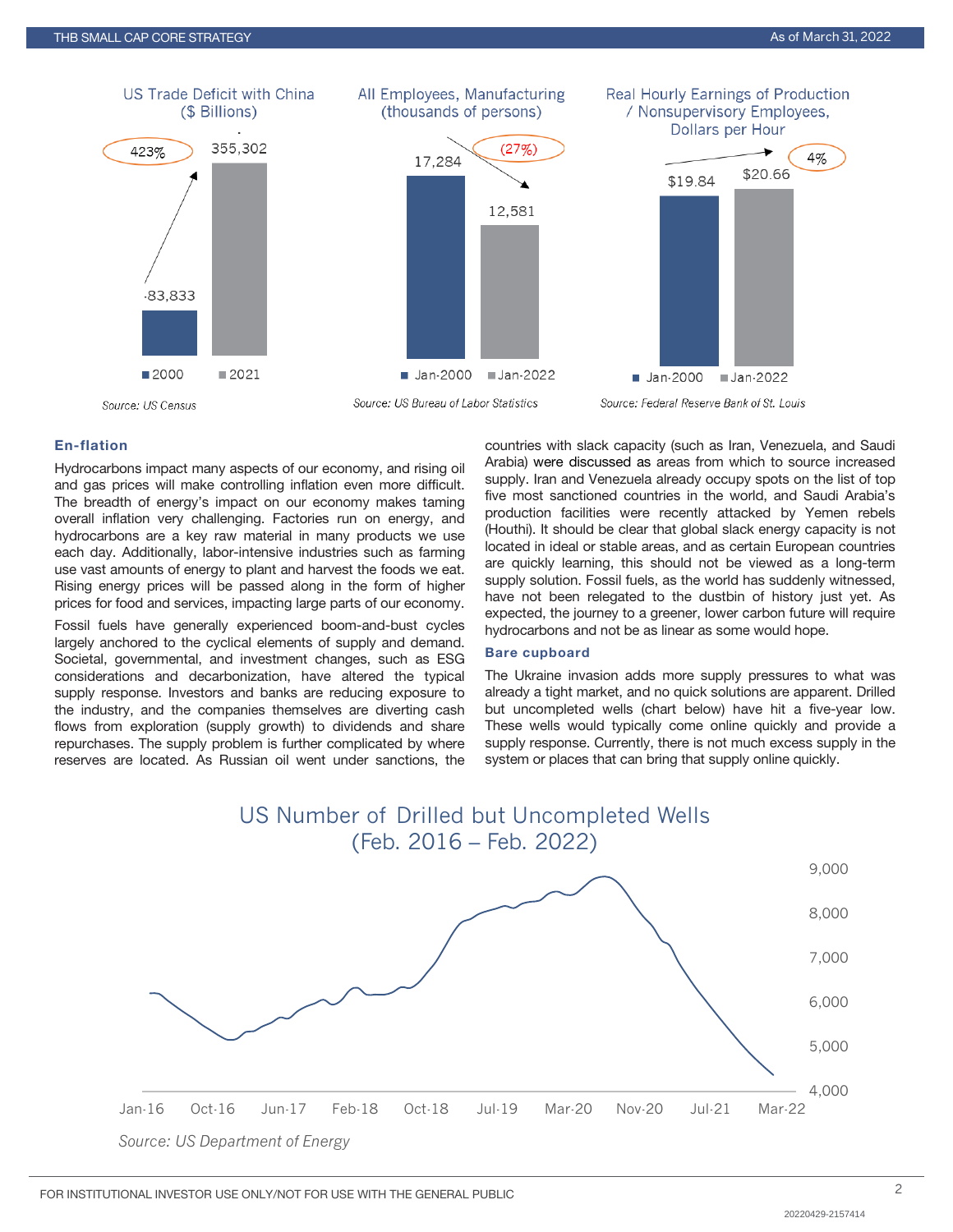US Trade Deficit with China ($ Billions)

| | 2000 | 2021 |
|---|---|---|
| US Trade Deficit with China | 83,833 | 355,302 |

423%

Source: US Census

All Employees, Manufacturing (thousands of persons)

| | Jan-2000 | Jan-2022 |
|---|---|---|
| All Employees, Manufacturing | 17,284 | 12,581 |

(27%)

Source: US Bureau of Labor Statistics

Real Hourly Earnings of Production / Nonsupervisory Employees, Dollars per Hour

| | Jan-2000 | Jan-2022 |
|---|---|---|
| Real Hourly Earnings | $19.84 | $20.66 |

4%

Source: Federal Reserve Bank of St. Louis

### En-flation

Hydrocarbons impact many aspects of our economy, and rising oil and gas prices will make controlling inflation even more difficult. The breadth of energy's impact on our economy makes taming overall inflation very challenging. Factories run on energy, and hydrocarbons are a key raw material in many products we use each day. Additionally, labor-intensive industries such as farming use vast amounts of energy to plant and harvest the foods we eat. Rising energy prices will be passed along in the form of higher prices for food and services, impacting large parts of our economy.

Fossil fuels have generally experienced boom-and-bust cycles largely anchored to the cyclical elements of supply and demand. Societal, governmental, and investment changes, such as ESG considerations and decarbonization, have altered the typical supply response. Investors and banks are reducing exposure to the industry, and the companies themselves are diverting cash flows from exploration (supply growth) to dividends and share repurchases. The supply problem is further complicated by where reserves are located. As Russian oil went under sanctions, the countries with slack capacity (such as Iran, Venezuela, and Saudi Arabia) were discussed as areas from which to source increased supply. Iran and Venezuela already occupy spots on the list of top five most sanctioned countries in the world, and Saudi Arabia's production facilities were recently attacked by Yemen rebels (Houthi). It should be clear that global slack energy capacity is not located in ideal or stable areas, and as certain European countries are quickly learning, this should not be viewed as a long-term supply solution. Fossil fuels, as the world has suddenly witnessed, have not been relegated to the dustbin of history just yet. As expected, the journey to a greener, lower carbon future will require hydrocarbons and not be as linear as some would hope.

### Bare cupboard

The Ukraine invasion adds more supply pressures to what was already a tight market, and no quick solutions are apparent. Drilled but uncompleted wells (chart below) have hit a five-year low. These wells would typically come online quickly and provide a supply response. Currently, there is not much excess supply in the system or places that can bring that supply online quickly.

US Number of Drilled but Uncompleted Wells (Feb. 2016 – Feb. 2022)

Source: US Department of Energy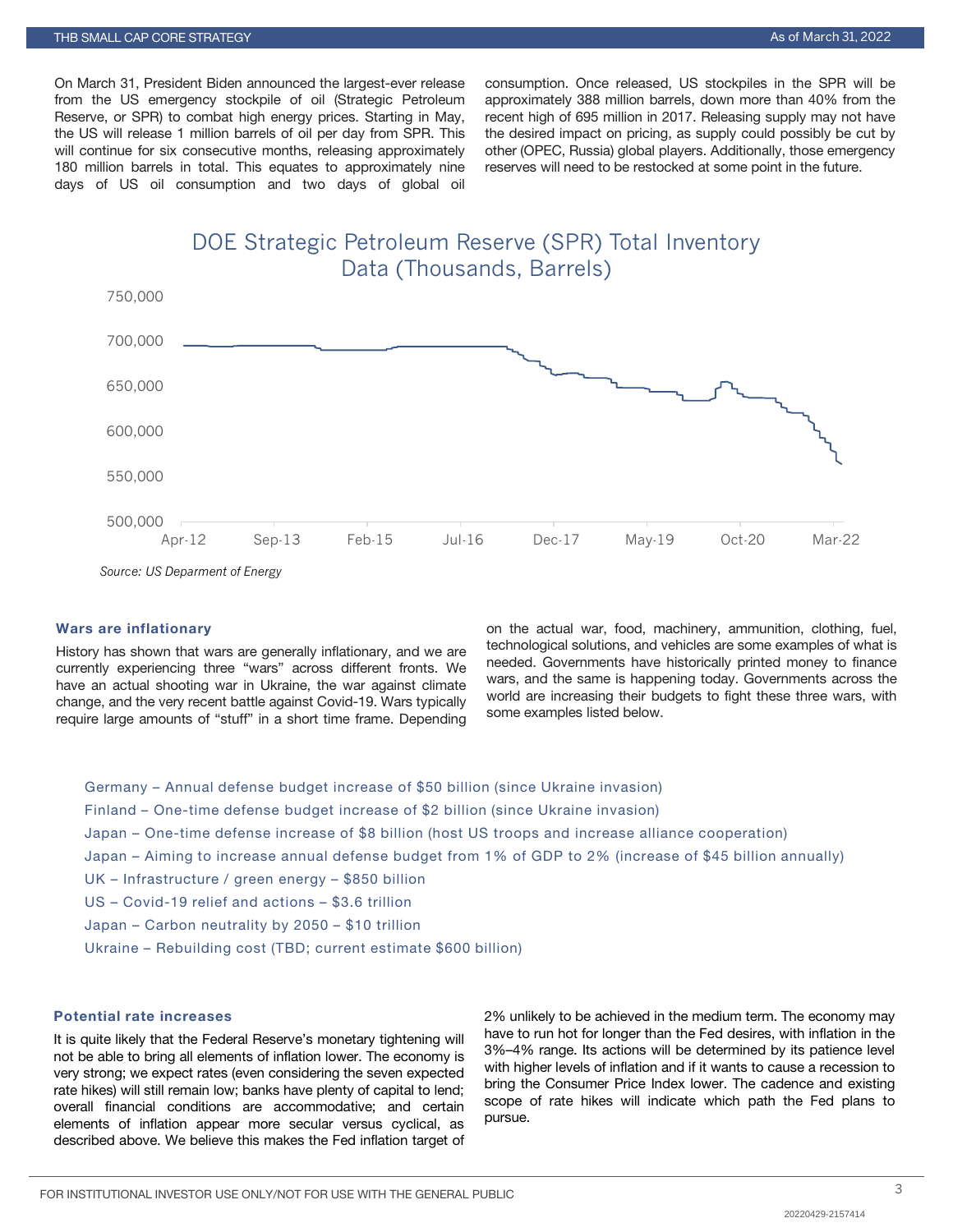On March 31, President Biden announced the largest-ever release from the US emergency stockpile of oil (Strategic Petroleum Reserve, or SPR) to combat high energy prices. Starting in May, the US will release 1 million barrels of oil per day from SPR. This will continue for six consecutive months, releasing approximately 180 million barrels in total. This equates to approximately nine days of US oil consumption and two days of global oil consumption. Once released, US stockpiles in the SPR will be approximately 388 million barrels, down more than 40% from the recent high of 695 million in 2017. Releasing supply may not have the desired impact on pricing, as supply could possibly be cut by other (OPEC, Russia) global players. Additionally, those emergency reserves will need to be restocked at some point in the future.

DOE Strategic Petroleum Reserve (SPR) Total Inventory Data (Thousands, Barrels)

*Source: US Deparment of Energy*

### Wars are inflationary

History has shown that wars are generally inflationary, and we are currently experiencing three "wars" across different fronts. We have an actual shooting war in Ukraine, the war against climate change, and the very recent battle against Covid-19. Wars typically require large amounts of "stuff" in a short time frame. Depending on the actual war, food, machinery, ammunition, clothing, fuel, technological solutions, and vehicles are some examples of what is needed. Governments have historically printed money to finance wars, and the same is happening today. Governments across the world are increasing their budgets to fight these three wars, with some examples listed below.

- Germany – Annual defense budget increase of $50 billion (since Ukraine invasion)
- Finland – One-time defense budget increase of $2 billion (since Ukraine invasion)
- Japan – One-time defense increase of $8 billion (host US troops and increase alliance cooperation)
- Japan – Aiming to increase annual defense budget from 1% of GDP to 2% (increase of $45 billion annually)
- UK – Infrastructure / green energy – $850 billion
- US – Covid-19 relief and actions – $3.6 trillion
- Japan – Carbon neutrality by 2050 – $10 trillion
- Ukraine – Rebuilding cost (TBD; current estimate $600 billion)

### Potential rate increases

It is quite likely that the Federal Reserve's monetary tightening will not be able to bring all elements of inflation lower. The economy is very strong; we expect rates (even considering the seven expected rate hikes) will still remain low; banks have plenty of capital to lend; overall financial conditions are accommodative; and certain elements of inflation appear more secular versus cyclical, as described above. We believe this makes the Fed inflation target of 2% unlikely to be achieved in the medium term. The economy may have to run hot for longer than the Fed desires, with inflation in the 3%–4% range. Its actions will be determined by its patience level with higher levels of inflation and if it wants to cause a recession to bring the Consumer Price Index lower. The cadence and existing scope of rate hikes will indicate which path the Fed plans to pursue.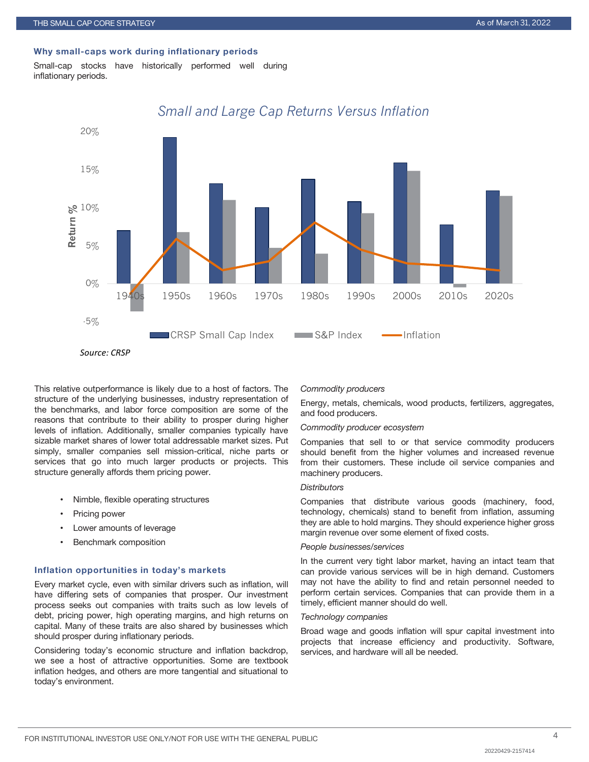### Why small-caps work during inflationary periods

Small-cap stocks have historically performed well during inflationary periods.

*Small and Large Cap Returns Versus Inflation*

*Source: CRSP*

This relative outperformance is likely due to a host of factors. The structure of the underlying businesses, industry representation of the benchmarks, and labor force composition are some of the reasons that contribute to their ability to prosper during higher levels of inflation. Additionally, smaller companies typically have sizable market shares of lower total addressable market sizes. Put simply, smaller companies sell mission-critical, niche parts or services that go into much larger products or projects. This structure generally affords them pricing power.

- Nimble, flexible operating structures
- Pricing power
- Lower amounts of leverage
- Benchmark composition

### Inflation opportunities in today's markets

Every market cycle, even with similar drivers such as inflation, will have differing sets of companies that prosper. Our investment process seeks out companies with traits such as low levels of debt, pricing power, high operating margins, and high returns on capital. Many of these traits are also shared by businesses which should prosper during inflationary periods.

Considering today's economic structure and inflation backdrop, we see a host of attractive opportunities. Some are textbook inflation hedges, and others are more tangential and situational to today's environment.

*Commodity producers*

Energy, metals, chemicals, wood products, fertilizers, aggregates, and food producers.

*Commodity producer ecosystem*

Companies that sell to or that service commodity producers should benefit from the higher volumes and increased revenue from their customers. These include oil service companies and machinery producers.

*Distributors*

Companies that distribute various goods (machinery, food, technology, chemicals) stand to benefit from inflation, assuming they are able to hold margins. They should experience higher gross margin revenue over some element of fixed costs.

*People businesses/services*

In the current very tight labor market, having an intact team that can provide various services will be in high demand. Customers may not have the ability to find and retain personnel needed to perform certain services. Companies that can provide them in a timely, efficient manner should do well.

*Technology companies*

Broad wage and goods inflation will spur capital investment into projects that increase efficiency and productivity. Software, services, and hardware will all be needed.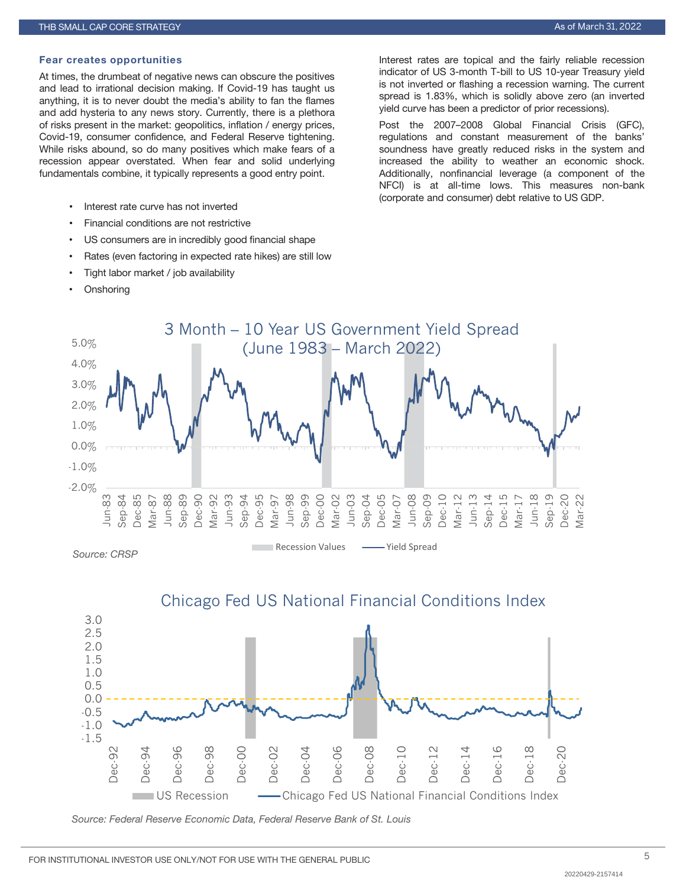## Fear creates opportunities

At times, the drumbeat of negative news can obscure the positives and lead to irrational decision making. If Covid-19 has taught us anything, it is to never doubt the media's ability to fan the flames and add hysteria to any news story. Currently, there is a plethora of risks present in the market: geopolitics, inflation / energy prices, Covid-19, consumer confidence, and Federal Reserve tightening. While risks abound, so do many positives which make fears of a recession appear overstated. When fear and solid underlying fundamentals combine, it typically represents a good entry point.

- Interest rate curve has not inverted
- Financial conditions are not restrictive
- US consumers are in incredibly good financial shape
- Rates (even factoring in expected rate hikes) are still low
- Tight labor market / job availability
- Onshoring

Interest rates are topical and the fairly reliable recession indicator of US 3-month T-bill to US 10-year Treasury yield is not inverted or flashing a recession warning. The current spread is 1.83%, which is solidly above zero (an inverted yield curve has been a predictor of prior recessions).

Post the 2007–2008 Global Financial Crisis (GFC), regulations and constant measurement of the banks' soundness have greatly reduced risks in the system and increased the ability to weather an economic shock. Additionally, nonfinancial leverage (a component of the NFCI) is at all-time lows. This measures non-bank (corporate and consumer) debt relative to US GDP.

**3 Month – 10 Year US Government Yield Spread (June 1983 – March 2022)**

Legend: Recession Values; Yield Spread

*Source: CRSP*

**Chicago Fed US National Financial Conditions Index**

Legend: US Recession; Chicago Fed US National Financial Conditions Index

*Source: Federal Reserve Economic Data, Federal Reserve Bank of St. Louis*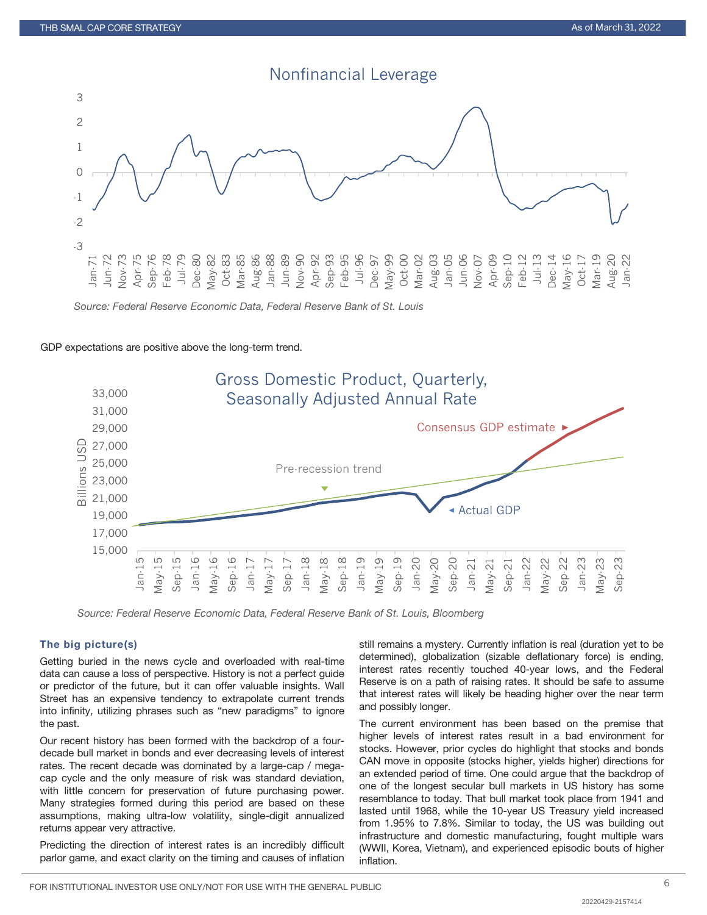## Nonfinancial Leverage

*Source: Federal Reserve Economic Data, Federal Reserve Bank of St. Louis*

GDP expectations are positive above the long-term trend.

## Gross Domestic Product, Quarterly, Seasonally Adjusted Annual Rate

*Source: Federal Reserve Economic Data, Federal Reserve Bank of St. Louis, Bloomberg*

### The big picture(s)

Getting buried in the news cycle and overloaded with real-time data can cause a loss of perspective. History is not a perfect guide or predictor of the future, but it can offer valuable insights. Wall Street has an expensive tendency to extrapolate current trends into infinity, utilizing phrases such as "new paradigms" to ignore the past.

Our recent history has been formed with the backdrop of a four-decade bull market in bonds and ever decreasing levels of interest rates. The recent decade was dominated by a large-cap / mega-cap cycle and the only measure of risk was standard deviation, with little concern for preservation of future purchasing power. Many strategies formed during this period are based on these assumptions, making ultra-low volatility, single-digit annualized returns appear very attractive.

Predicting the direction of interest rates is an incredibly difficult parlor game, and exact clarity on the timing and causes of inflation still remains a mystery. Currently inflation is real (duration yet to be determined), globalization (sizable deflationary force) is ending, interest rates recently touched 40-year lows, and the Federal Reserve is on a path of raising rates. It should be safe to assume that interest rates will likely be heading higher over the near term and possibly longer.

The current environment has been based on the premise that higher levels of interest rates result in a bad environment for stocks. However, prior cycles do highlight that stocks and bonds CAN move in opposite (stocks higher, yields higher) directions for an extended period of time. One could argue that the backdrop of one of the longest secular bull markets in US history has some resemblance to today. That bull market took place from 1941 and lasted until 1968, while the 10-year US Treasury yield increased from 1.95% to 7.8%. Similar to today, the US was building out infrastructure and domestic manufacturing, fought multiple wars (WWII, Korea, Vietnam), and experienced episodic bouts of higher inflation.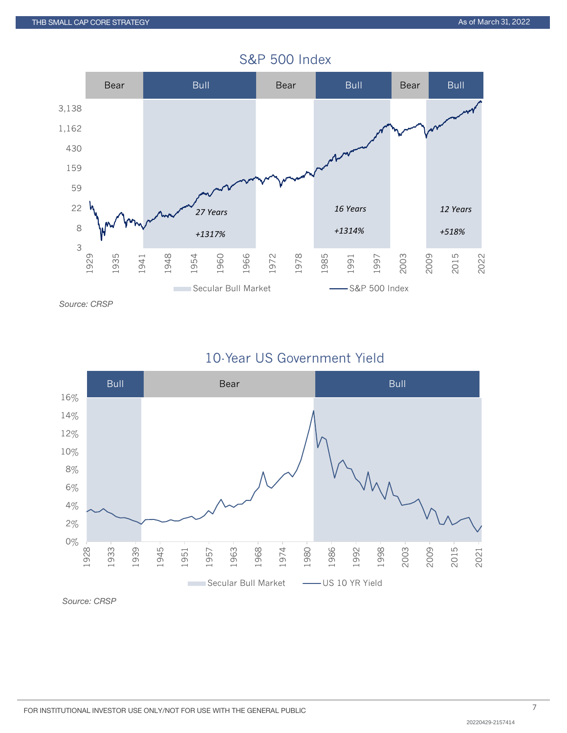## S&P 500 Index

| Bear | Bull | Bear | Bull | Bear | Bull |
|---|---|---|---|---|---|

Y-axis: 3, 8, 22, 59, 159, 430, 1,162, 3,138

X-axis: 1929, 1935, 1941, 1948, 1954, 1960, 1966, 1972, 1978, 1985, 1991, 1997, 2003, 2009, 2015, 2022

*27 Years*

*+1317%*

*16 Years*

*+1314%*

*12 Years*

*+518%*

Secular Bull Market — S&P 500 Index

*Source: CRSP*

## 10-Year US Government Yield

| Bull | Bear | Bull |
|---|---|---|

Y-axis: 0%, 2%, 4%, 6%, 8%, 10%, 12%, 14%, 16%

X-axis: 1928, 1933, 1939, 1945, 1951, 1957, 1963, 1968, 1974, 1980, 1986, 1992, 1998, 2003, 2009, 2015, 2021

Secular Bull Market — US 10 YR Yield

*Source: CRSP*

FOR INSTITUTIONAL INVESTOR USE ONLY/NOT FOR USE WITH THE GENERAL PUBLIC

20220429-2157414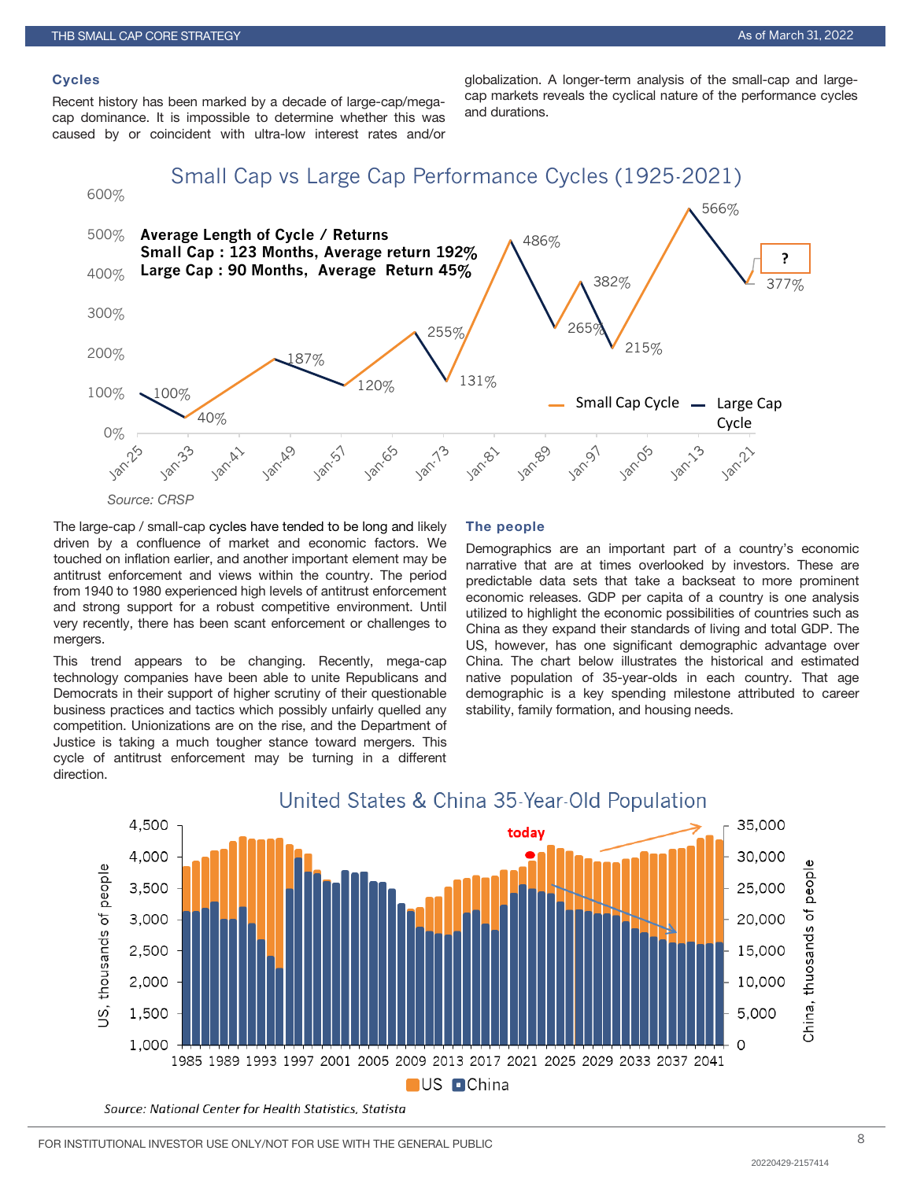### Cycles

Recent history has been marked by a decade of large-cap/mega-cap dominance. It is impossible to determine whether this was caused by or coincident with ultra-low interest rates and/or globalization. A longer-term analysis of the small-cap and large-cap markets reveals the cyclical nature of the performance cycles and durations.

**Small Cap vs Large Cap Performance Cycles (1925-2021)**

**Average Length of Cycle / Returns**
**Small Cap : 123 Months, Average return 192%**
**Large Cap : 90 Months, Average Return 45%**

*Source: CRSP*

The large-cap / small-cap cycles have tended to be long and likely driven by a confluence of market and economic factors. We touched on inflation earlier, and another important element may be antitrust enforcement and views within the country. The period from 1940 to 1980 experienced high levels of antitrust enforcement and strong support for a robust competitive environment. Until very recently, there has been scant enforcement or challenges to mergers.

This trend appears to be changing. Recently, mega-cap technology companies have been able to unite Republicans and Democrats in their support of higher scrutiny of their questionable business practices and tactics which possibly unfairly quelled any competition. Unionizations are on the rise, and the Department of Justice is taking a much tougher stance toward mergers. This cycle of antitrust enforcement may be turning in a different direction.

### The people

Demographics are an important part of a country's economic narrative that are at times overlooked by investors. These are predictable data sets that take a backseat to more prominent economic releases. GDP per capita of a country is one analysis utilized to highlight the economic possibilities of countries such as China as they expand their standards of living and total GDP. The US, however, has one significant demographic advantage over China. The chart below illustrates the historical and estimated native population of 35-year-olds in each country. That age demographic is a key spending milestone attributed to career stability, family formation, and housing needs.

**United States & China 35-Year-Old Population**

*Source: National Center for Health Statistics, Statista*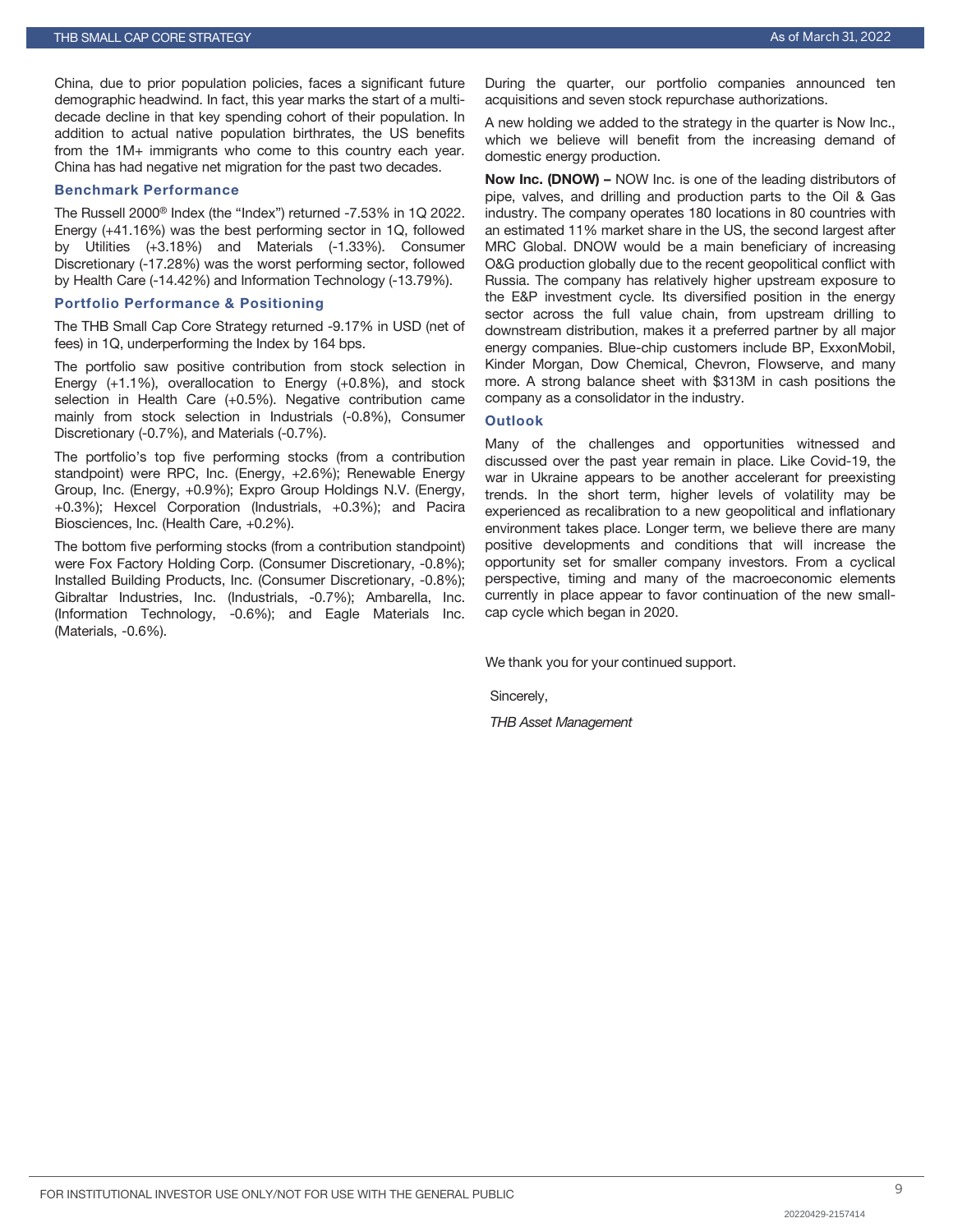China, due to prior population policies, faces a significant future demographic headwind. In fact, this year marks the start of a multi-decade decline in that key spending cohort of their population. In addition to actual native population birthrates, the US benefits from the 1M+ immigrants who come to this country each year. China has had negative net migration for the past two decades.

### Benchmark Performance

The Russell 2000® Index (the "Index") returned -7.53% in 1Q 2022. Energy (+41.16%) was the best performing sector in 1Q, followed by Utilities (+3.18%) and Materials (-1.33%). Consumer Discretionary (-17.28%) was the worst performing sector, followed by Health Care (-14.42%) and Information Technology (-13.79%).

### Portfolio Performance & Positioning

The THB Small Cap Core Strategy returned -9.17% in USD (net of fees) in 1Q, underperforming the Index by 164 bps.

The portfolio saw positive contribution from stock selection in Energy (+1.1%), overallocation to Energy (+0.8%), and stock selection in Health Care (+0.5%). Negative contribution came mainly from stock selection in Industrials (-0.8%), Consumer Discretionary (-0.7%), and Materials (-0.7%).

The portfolio's top five performing stocks (from a contribution standpoint) were RPC, Inc. (Energy, +2.6%); Renewable Energy Group, Inc. (Energy, +0.9%); Expro Group Holdings N.V. (Energy, +0.3%); Hexcel Corporation (Industrials, +0.3%); and Pacira Biosciences, Inc. (Health Care, +0.2%).

The bottom five performing stocks (from a contribution standpoint) were Fox Factory Holding Corp. (Consumer Discretionary, -0.8%); Installed Building Products, Inc. (Consumer Discretionary, -0.8%); Gibraltar Industries, Inc. (Industrials, -0.7%); Ambarella, Inc. (Information Technology, -0.6%); and Eagle Materials Inc. (Materials, -0.6%).

During the quarter, our portfolio companies announced ten acquisitions and seven stock repurchase authorizations.

A new holding we added to the strategy in the quarter is Now Inc., which we believe will benefit from the increasing demand of domestic energy production.

**Now Inc. (DNOW) –** NOW Inc. is one of the leading distributors of pipe, valves, and drilling and production parts to the Oil & Gas industry. The company operates 180 locations in 80 countries with an estimated 11% market share in the US, the second largest after MRC Global. DNOW would be a main beneficiary of increasing O&G production globally due to the recent geopolitical conflict with Russia. The company has relatively higher upstream exposure to the E&P investment cycle. Its diversified position in the energy sector across the full value chain, from upstream drilling to downstream distribution, makes it a preferred partner by all major energy companies. Blue-chip customers include BP, ExxonMobil, Kinder Morgan, Dow Chemical, Chevron, Flowserve, and many more. A strong balance sheet with $313M in cash positions the company as a consolidator in the industry.

### Outlook

Many of the challenges and opportunities witnessed and discussed over the past year remain in place. Like Covid-19, the war in Ukraine appears to be another accelerant for preexisting trends. In the short term, higher levels of volatility may be experienced as recalibration to a new geopolitical and inflationary environment takes place. Longer term, we believe there are many positive developments and conditions that will increase the opportunity set for smaller company investors. From a cyclical perspective, timing and many of the macroeconomic elements currently in place appear to favor continuation of the new small-cap cycle which began in 2020.

We thank you for your continued support.

Sincerely,

*THB Asset Management*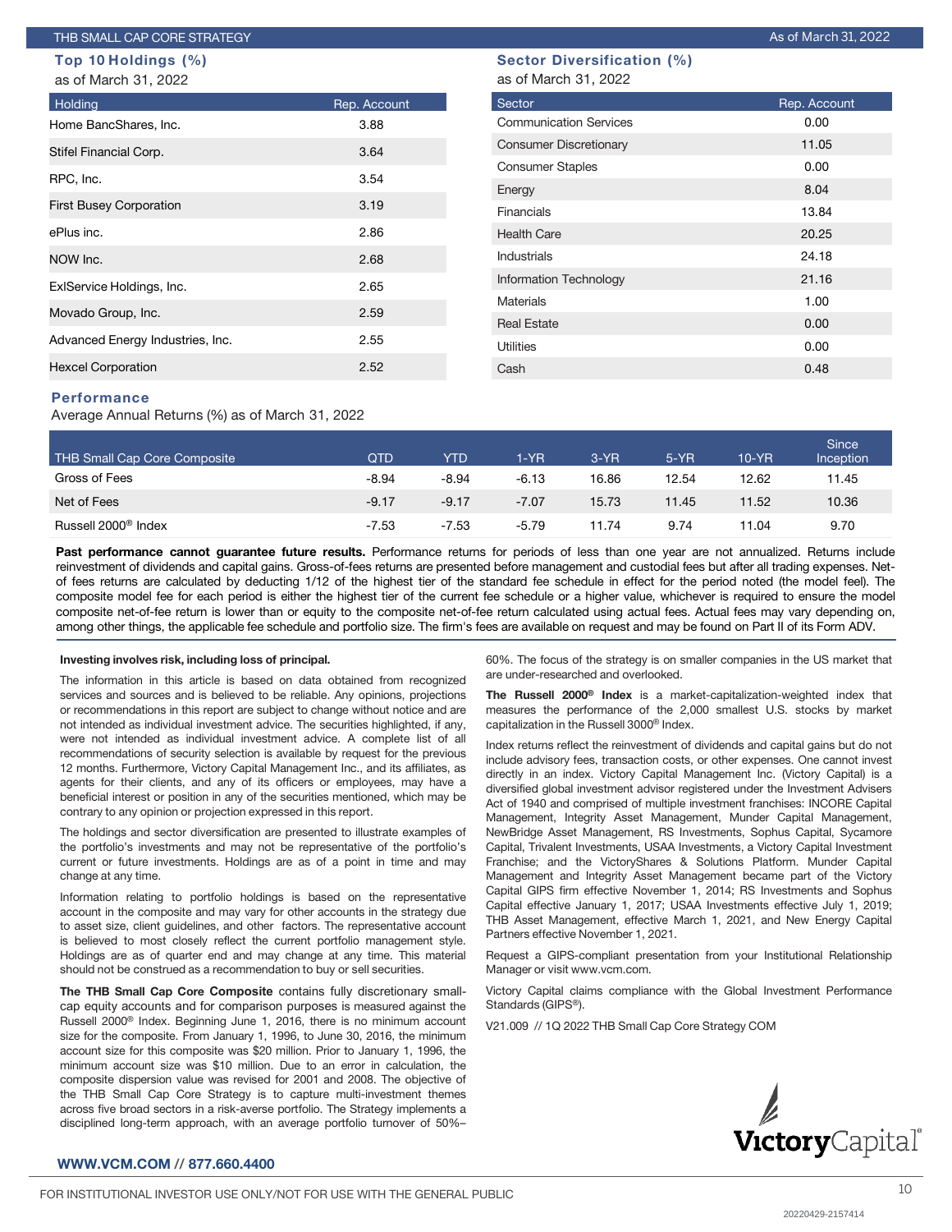THB SMALL CAP CORE STRATEGY — As of March 31, 2022

### Top 10 Holdings (%)

as of March 31, 2022

| Holding | Rep. Account |
|---|---|
| Home BancShares, Inc. | 3.88 |
| Stifel Financial Corp. | 3.64 |
| RPC, Inc. | 3.54 |
| First Busey Corporation | 3.19 |
| ePlus inc. | 2.86 |
| NOW Inc. | 2.68 |
| ExlService Holdings, Inc. | 2.65 |
| Movado Group, Inc. | 2.59 |
| Advanced Energy Industries, Inc. | 2.55 |
| Hexcel Corporation | 2.52 |

### Sector Diversification (%)

as of March 31, 2022

| Sector | Rep. Account |
|---|---|
| Communication Services | 0.00 |
| Consumer Discretionary | 11.05 |
| Consumer Staples | 0.00 |
| Energy | 8.04 |
| Financials | 13.84 |
| Health Care | 20.25 |
| Industrials | 24.18 |
| Information Technology | 21.16 |
| Materials | 1.00 |
| Real Estate | 0.00 |
| Utilities | 0.00 |
| Cash | 0.48 |

### Performance

Average Annual Returns (%) as of March 31, 2022

| THB Small Cap Core Composite | QTD | YTD | 1-YR | 3-YR | 5-YR | 10-YR | Since Inception |
|---|---|---|---|---|---|---|---|
| Gross of Fees | -8.94 | -8.94 | -6.13 | 16.86 | 12.54 | 12.62 | 11.45 |
| Net of Fees | -9.17 | -9.17 | -7.07 | 15.73 | 11.45 | 11.52 | 10.36 |
| Russell 2000® Index | -7.53 | -7.53 | -5.79 | 11.74 | 9.74 | 11.04 | 9.70 |

**Past performance cannot guarantee future results.** Performance returns for periods of less than one year are not annualized. Returns include reinvestment of dividends and capital gains. Gross-of-fees returns are presented before management and custodial fees but after all trading expenses. Net-of fees returns are calculated by deducting 1/12 of the highest tier of the standard fee schedule in effect for the period noted (the model feel). The composite model fee for each period is either the highest tier of the current fee schedule or a higher value, whichever is required to ensure the model composite net-of-fee return is lower than or equity to the composite net-of-fee return calculated using actual fees. Actual fees may vary depending on, among other things, the applicable fee schedule and portfolio size. The firm's fees are available on request and may be found on Part II of its Form ADV.

**Investing involves risk, including loss of principal.**

The information in this article is based on data obtained from recognized services and sources and is believed to be reliable. Any opinions, projections or recommendations in this report are subject to change without notice and are not intended as individual investment advice. The securities highlighted, if any, were not intended as individual investment advice. A complete list of all recommendations of security selection is available by request for the previous 12 months. Furthermore, Victory Capital Management Inc., and its affiliates, as agents for their clients, and any of its officers or employees, may have a beneficial interest or position in any of the securities mentioned, which may be contrary to any opinion or projection expressed in this report.

The holdings and sector diversification are presented to illustrate examples of the portfolio's investments and may not be representative of the portfolio's current or future investments. Holdings are as of a point in time and may change at any time.

Information relating to portfolio holdings is based on the representative account in the composite and may vary for other accounts in the strategy due to asset size, client guidelines, and other factors. The representative account is believed to most closely reflect the current portfolio management style. Holdings are as of quarter end and may change at any time. This material should not be construed as a recommendation to buy or sell securities.

**The THB Small Cap Core Composite** contains fully discretionary small-cap equity accounts and for comparison purposes is measured against the Russell 2000® Index. Beginning June 1, 2016, there is no minimum account size for the composite. From January 1, 1996, to June 30, 2016, the minimum account size for this composite was $20 million. Prior to January 1, 1996, the minimum account size was $10 million. Due to an error in calculation, the composite dispersion value was revised for 2001 and 2008. The objective of the THB Small Cap Core Strategy is to capture multi-investment themes across five broad sectors in a risk-averse portfolio. The Strategy implements a disciplined long-term approach, with an average portfolio turnover of 50%–60%. The focus of the strategy is on smaller companies in the US market that are under-researched and overlooked.

**The Russell 2000® Index** is a market-capitalization-weighted index that measures the performance of the 2,000 smallest U.S. stocks by market capitalization in the Russell 3000® Index.

Index returns reflect the reinvestment of dividends and capital gains but do not include advisory fees, transaction costs, or other expenses. One cannot invest directly in an index. Victory Capital Management Inc. (Victory Capital) is a diversified global investment advisor registered under the Investment Advisers Act of 1940 and comprised of multiple investment franchises: INCORE Capital Management, Integrity Asset Management, Munder Capital Management, NewBridge Asset Management, RS Investments, Sophus Capital, Sycamore Capital, Trivalent Investments, USAA Investments, a Victory Capital Investment Franchise; and the VictoryShares & Solutions Platform. Munder Capital Management and Integrity Asset Management became part of the Victory Capital GIPS firm effective November 1, 2014; RS Investments and Sophus Capital effective January 1, 2017; USAA Investments effective July 1, 2019; THB Asset Management, effective March 1, 2021, and New Energy Capital Partners effective November 1, 2021.

Request a GIPS-compliant presentation from your Institutional Relationship Manager or visit www.vcm.com.

Victory Capital claims compliance with the Global Investment Performance Standards (GIPS®).

V21.009 // 1Q 2022 THB Small Cap Core Strategy COM

VictoryCapital

**WWW.VCM.COM // 877.660.4400**

FOR INSTITUTIONAL INVESTOR USE ONLY/NOT FOR USE WITH THE GENERAL PUBLIC

20220429-2157414